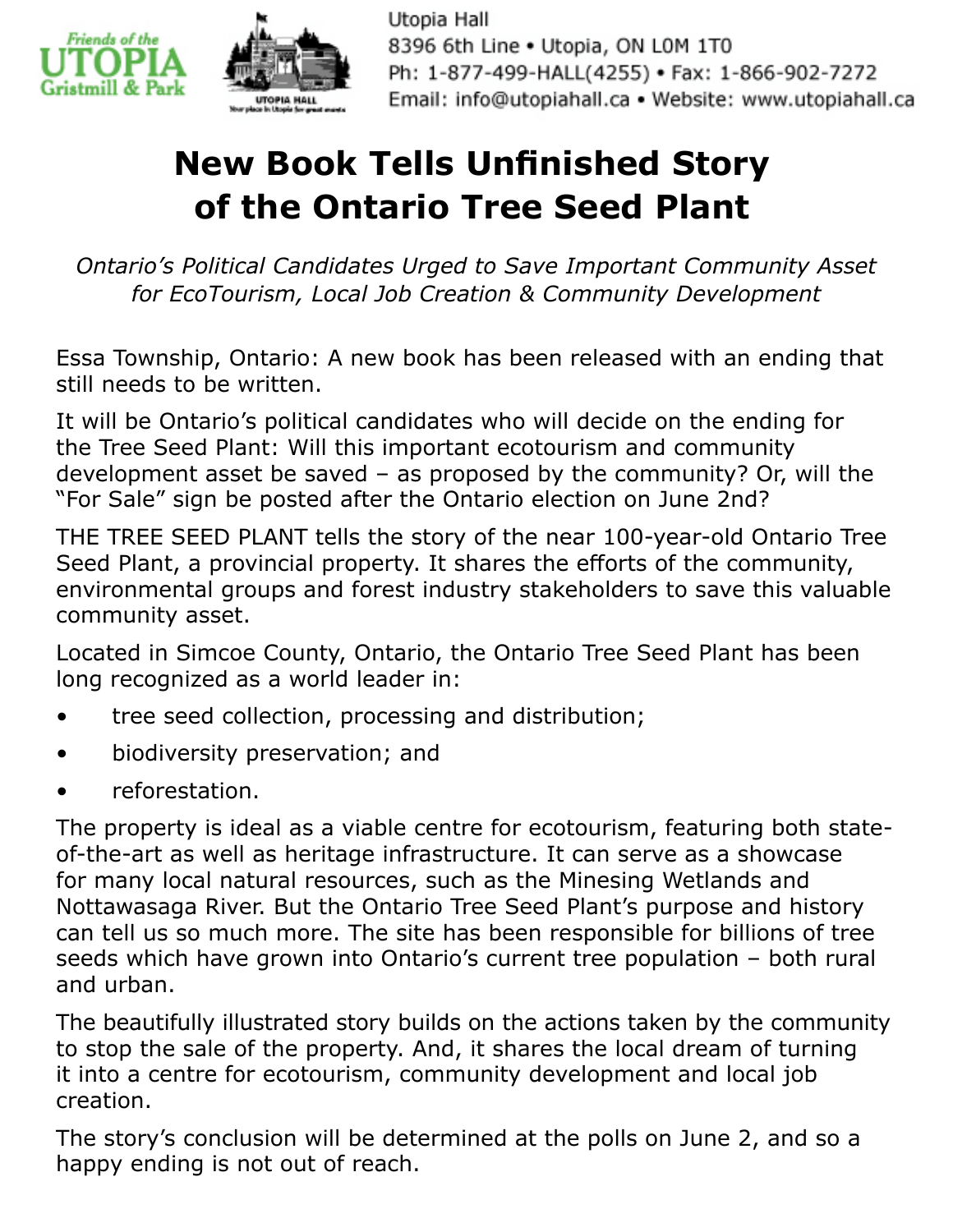Utopia Hall
8396 6th Line • Utopia, ON L0M 1T0
Ph: 1-877-499-HALL(4255) • Fax: 1-866-902-7272
Email: info@utopiahall.ca • Website: www.utopiahall.ca

# New Book Tells Unfinished Story of the Ontario Tree Seed Plant

*Ontario's Political Candidates Urged to Save Important Community Asset for EcoTourism, Local Job Creation & Community Development*

Essa Township, Ontario: A new book has been released with an ending that still needs to be written.

It will be Ontario's political candidates who will decide on the ending for the Tree Seed Plant: Will this important ecotourism and community development asset be saved – as proposed by the community? Or, will the "For Sale" sign be posted after the Ontario election on June 2nd?

THE TREE SEED PLANT tells the story of the near 100-year-old Ontario Tree Seed Plant, a provincial property. It shares the efforts of the community, environmental groups and forest industry stakeholders to save this valuable community asset.

Located in Simcoe County, Ontario, the Ontario Tree Seed Plant has been long recognized as a world leader in:

- tree seed collection, processing and distribution;
- biodiversity preservation; and
- reforestation.

The property is ideal as a viable centre for ecotourism, featuring both state-of-the-art as well as heritage infrastructure. It can serve as a showcase for many local natural resources, such as the Minesing Wetlands and Nottawasaga River. But the Ontario Tree Seed Plant's purpose and history can tell us so much more. The site has been responsible for billions of tree seeds which have grown into Ontario's current tree population – both rural and urban.

The beautifully illustrated story builds on the actions taken by the community to stop the sale of the property. And, it shares the local dream of turning it into a centre for ecotourism, community development and local job creation.

The story's conclusion will be determined at the polls on June 2, and so a happy ending is not out of reach.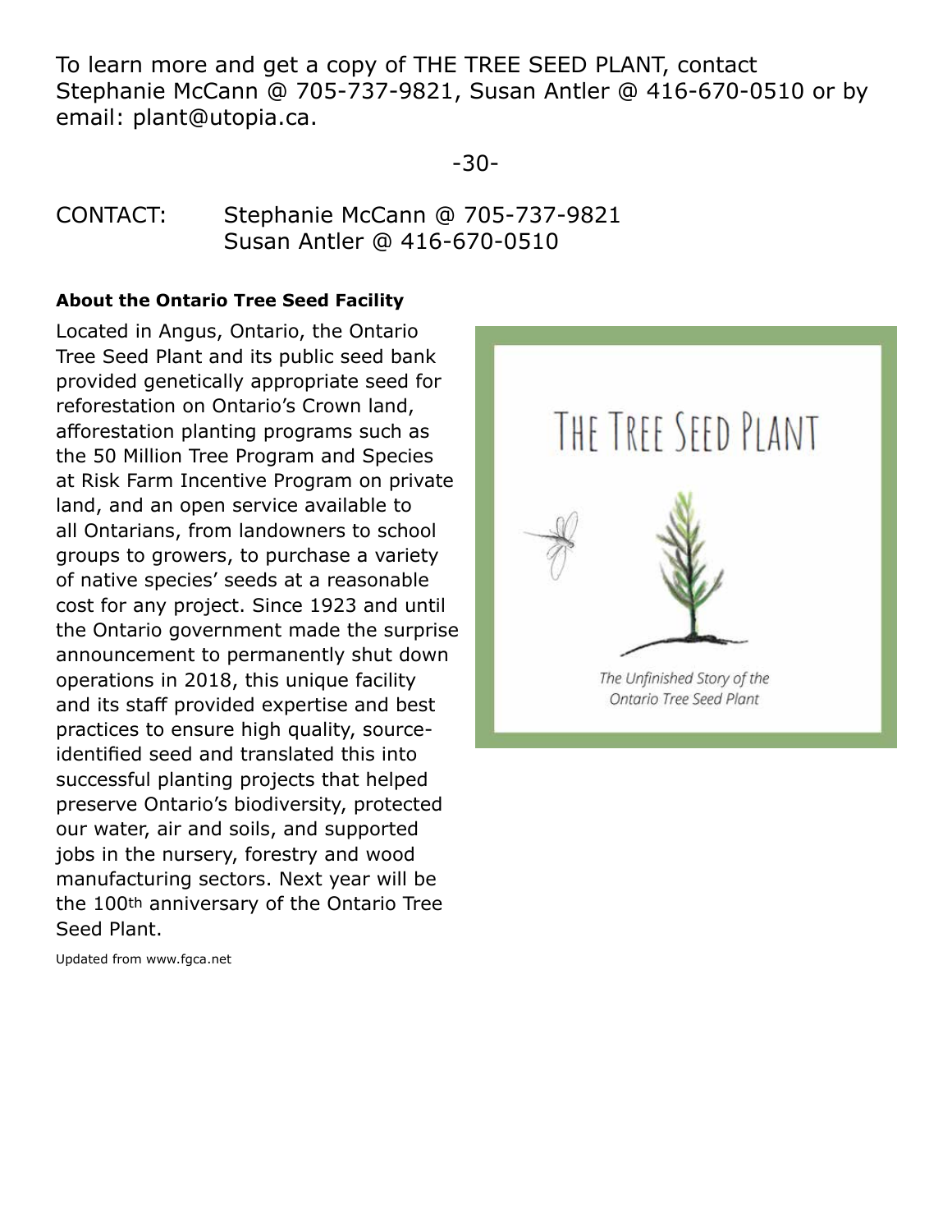To learn more and get a copy of THE TREE SEED PLANT, contact Stephanie McCann @ 705-737-9821, Susan Antler @ 416-670-0510 or by email: plant@utopia.ca.

-30-

CONTACT: Stephanie McCann @ 705-737-9821
Susan Antler @ 416-670-0510

**About the Ontario Tree Seed Facility**

Located in Angus, Ontario, the Ontario Tree Seed Plant and its public seed bank provided genetically appropriate seed for reforestation on Ontario's Crown land, afforestation planting programs such as the 50 Million Tree Program and Species at Risk Farm Incentive Program on private land, and an open service available to all Ontarians, from landowners to school groups to growers, to purchase a variety of native species' seeds at a reasonable cost for any project. Since 1923 and until the Ontario government made the surprise announcement to permanently shut down operations in 2018, this unique facility and its staff provided expertise and best practices to ensure high quality, source-identified seed and translated this into successful planting projects that helped preserve Ontario's biodiversity, protected our water, air and soils, and supported jobs in the nursery, forestry and wood manufacturing sectors. Next year will be the 100th anniversary of the Ontario Tree Seed Plant.

Updated from www.fgca.net

THE TREE SEED PLANT

*The Unfinished Story of the Ontario Tree Seed Plant*